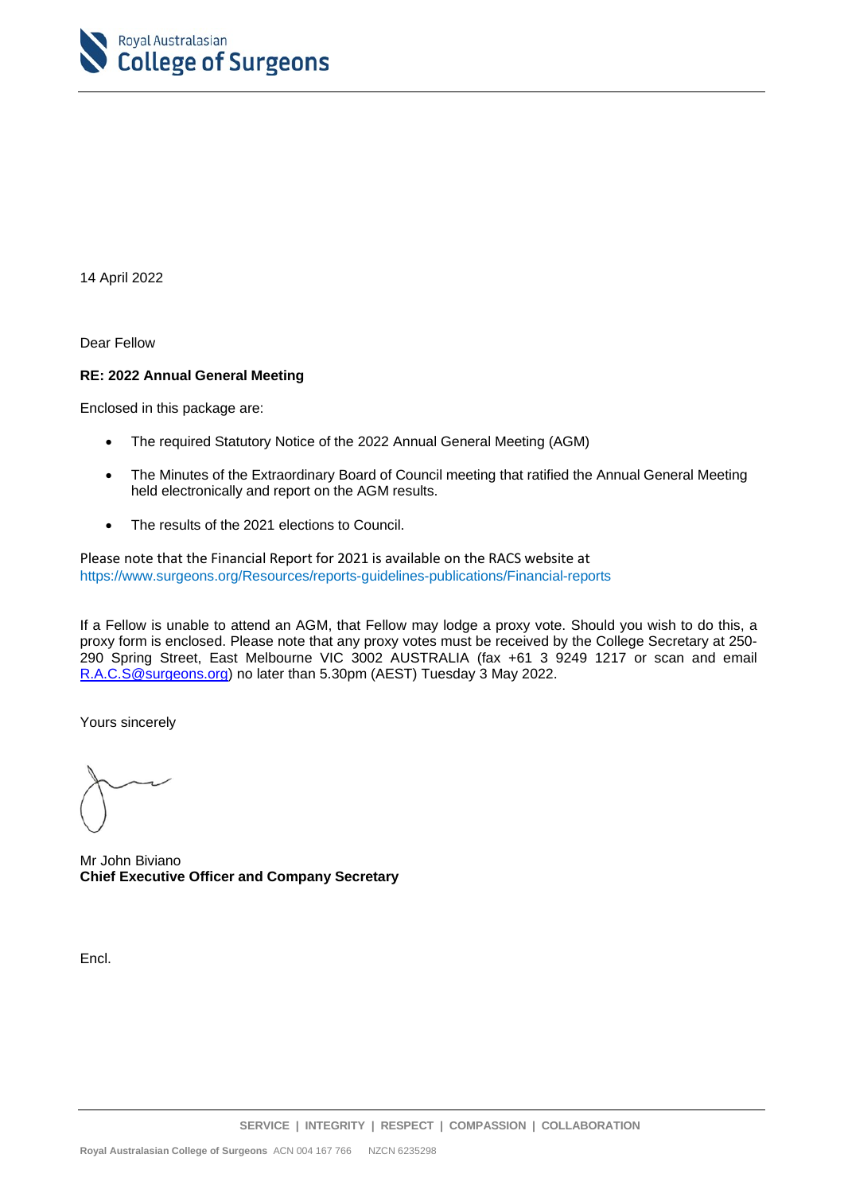14 April 2022

Dear Fellow

**RE: 2022 Annual General Meeting**

Enclosed in this package are:

- The required Statutory Notice of the 2022 Annual General Meeting (AGM)
- The Minutes of the Extraordinary Board of Council meeting that ratified the Annual General Meeting held electronically and report on the AGM results.
- The results of the 2021 elections to Council.

Please note that the Financial Report for 2021 is available on the RACS website at https://www.surgeons.org/Resources/reports-guidelines-publications/Financial-reports

If a Fellow is unable to attend an AGM, that Fellow may lodge a proxy vote. Should you wish to do this, a proxy form is enclosed. Please note that any proxy votes must be received by the College Secretary at 250-290 Spring Street, East Melbourne VIC 3002 AUSTRALIA (fax +61 3 9249 1217 or scan and email R.A.C.S@surgeons.org) no later than 5.30pm (AEST) Tuesday 3 May 2022.

Yours sincerely

Mr John Biviano
**Chief Executive Officer and Company Secretary**

Encl.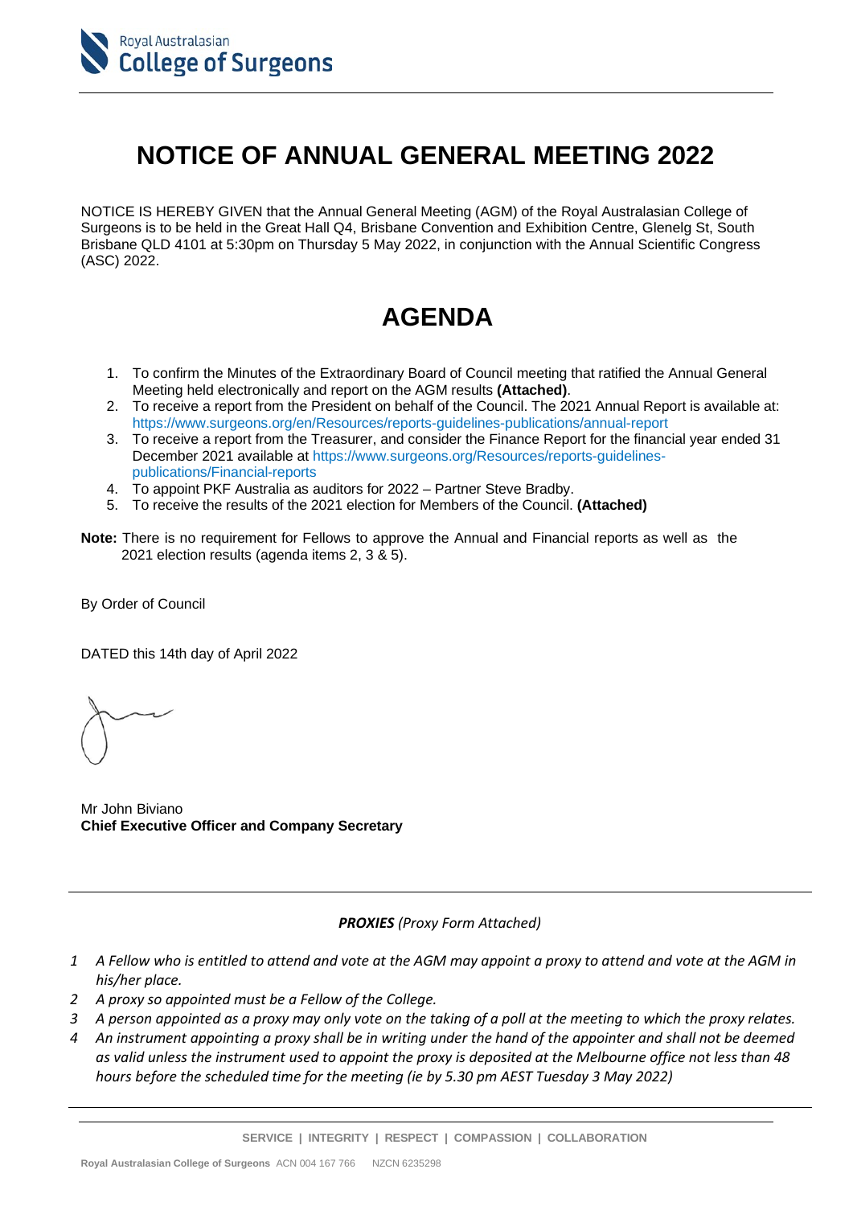# NOTICE OF ANNUAL GENERAL MEETING 2022

NOTICE IS HEREBY GIVEN that the Annual General Meeting (AGM) of the Royal Australasian College of Surgeons is to be held in the Great Hall Q4, Brisbane Convention and Exhibition Centre, Glenelg St, South Brisbane QLD 4101 at 5:30pm on Thursday 5 May 2022, in conjunction with the Annual Scientific Congress (ASC) 2022.

# AGENDA

1. To confirm the Minutes of the Extraordinary Board of Council meeting that ratified the Annual General Meeting held electronically and report on the AGM results **(Attached)**.
2. To receive a report from the President on behalf of the Council. The 2021 Annual Report is available at: https://www.surgeons.org/en/Resources/reports-guidelines-publications/annual-report
3. To receive a report from the Treasurer, and consider the Finance Report for the financial year ended 31 December 2021 available at https://www.surgeons.org/Resources/reports-guidelines-publications/Financial-reports
4. To appoint PKF Australia as auditors for 2022 – Partner Steve Bradby.
5. To receive the results of the 2021 election for Members of the Council. **(Attached)**

**Note:** There is no requirement for Fellows to approve the Annual and Financial reports as well as the 2021 election results (agenda items 2, 3 & 5).

By Order of Council

DATED this 14th day of April 2022

Mr John Biviano
**Chief Executive Officer and Company Secretary**

***PROXIES*** *(Proxy Form Attached)*

1. *A Fellow who is entitled to attend and vote at the AGM may appoint a proxy to attend and vote at the AGM in his/her place.*
2. *A proxy so appointed must be a Fellow of the College.*
3. *A person appointed as a proxy may only vote on the taking of a poll at the meeting to which the proxy relates.*
4. *An instrument appointing a proxy shall be in writing under the hand of the appointer and shall not be deemed as valid unless the instrument used to appoint the proxy is deposited at the Melbourne office not less than 48 hours before the scheduled time for the meeting (ie by 5.30 pm AEST Tuesday 3 May 2022)*

SERVICE | INTEGRITY | RESPECT | COMPASSION | COLLABORATION

**Royal Australasian College of Surgeons** ACN 004 167 766 NZCN 6235298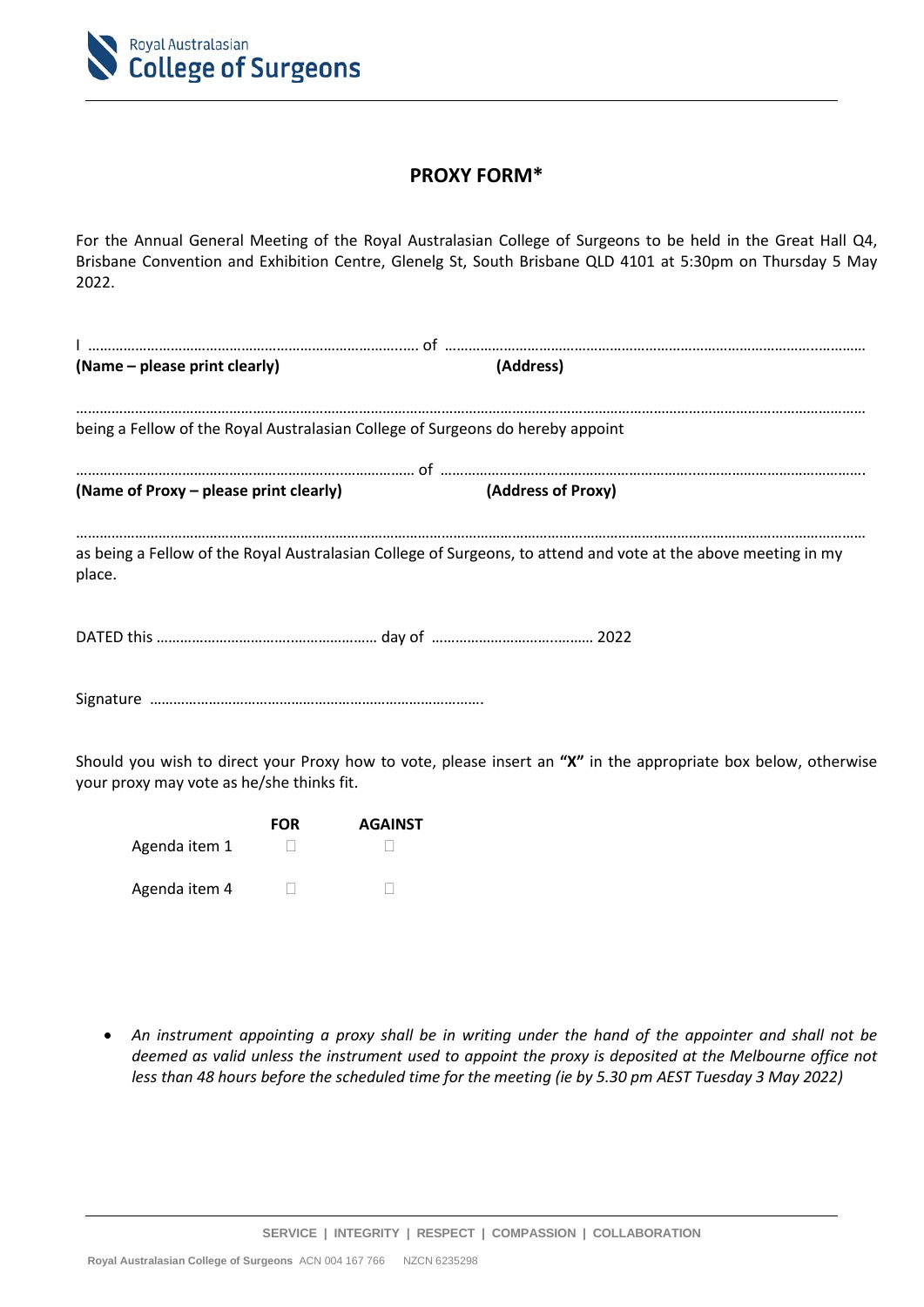Royal Australasian
College of Surgeons

# PROXY FORM*

For the Annual General Meeting of the Royal Australasian College of Surgeons to be held in the Great Hall Q4, Brisbane Convention and Exhibition Centre, Glenelg St, South Brisbane QLD 4101 at 5:30pm on Thursday 5 May 2022.

I ……………………………………………………………………….. of ……………………………………………………………………………………………

**(Name – please print clearly)** **(Address)**

……………………………………………………………………………………………………………………………………………………………………

being a Fellow of the Royal Australasian College of Surgeons do hereby appoint

…………………………………………………………………………… of ……………………………………………………………………………………………

**(Name of Proxy – please print clearly)** **(Address of Proxy)**

……………………………………………………………………………………………………………………………………………………………………

as being a Fellow of the Royal Australasian College of Surgeons, to attend and vote at the above meeting in my place.

DATED this ………………………………………………… day of …………………………………… 2022

Signature ……………………………………………………………………….

Should you wish to direct your Proxy how to vote, please insert an **"X"** in the appropriate box below, otherwise your proxy may vote as he/she thinks fit.

| | **FOR** | **AGAINST** |
|---|---|---|
| Agenda item 1 | ☐ | ☐ |
| Agenda item 4 | ☐ | ☐ |

- *An instrument appointing a proxy shall be in writing under the hand of the appointer and shall not be deemed as valid unless the instrument used to appoint the proxy is deposited at the Melbourne office not less than 48 hours before the scheduled time for the meeting (ie by 5.30 pm AEST Tuesday 3 May 2022)*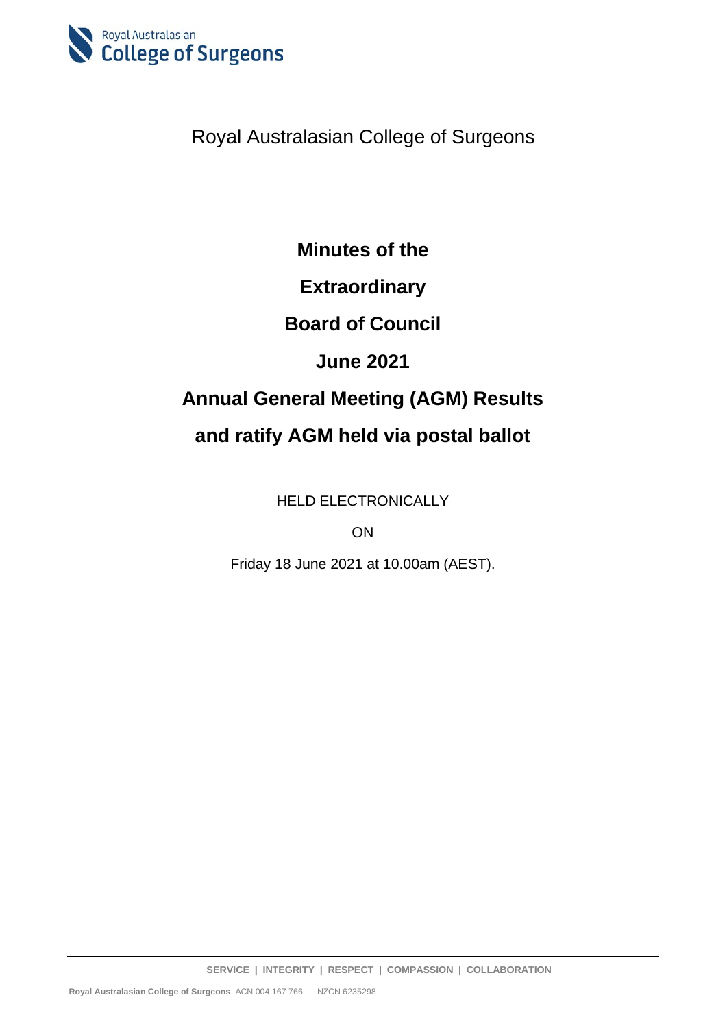Royal Australasian College of Surgeons

**Minutes of the**

**Extraordinary**

**Board of Council**

**June 2021**

**Annual General Meeting (AGM) Results**

**and ratify AGM held via postal ballot**

HELD ELECTRONICALLY

ON

Friday 18 June 2021 at 10.00am (AEST).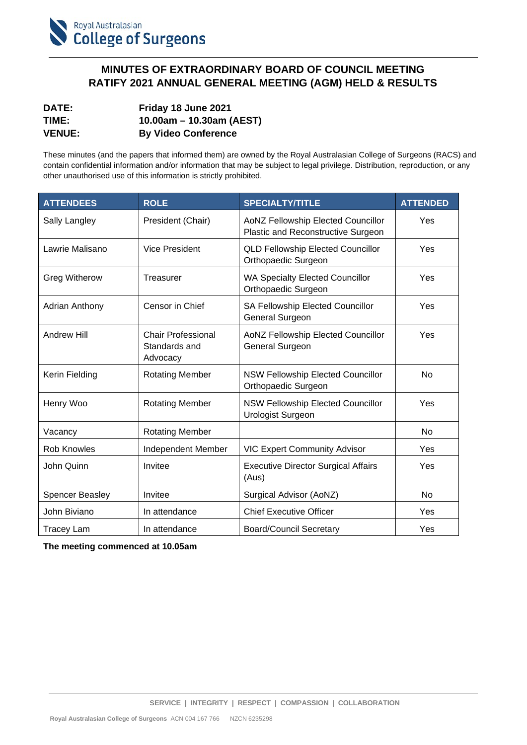# MINUTES OF EXTRAORDINARY BOARD OF COUNCIL MEETING RATIFY 2021 ANNUAL GENERAL MEETING (AGM) HELD & RESULTS

**DATE:** Friday 18 June 2021
**TIME:** 10.00am – 10.30am (AEST)
**VENUE:** By Video Conference

These minutes (and the papers that informed them) are owned by the Royal Australasian College of Surgeons (RACS) and contain confidential information and/or information that may be subject to legal privilege. Distribution, reproduction, or any other unauthorised use of this information is strictly prohibited.

| ATTENDEES | ROLE | SPECIALTY/TITLE | ATTENDED |
|---|---|---|---|
| Sally Langley | President (Chair) | AoNZ Fellowship Elected Councillor Plastic and Reconstructive Surgeon | Yes |
| Lawrie Malisano | Vice President | QLD Fellowship Elected Councillor Orthopaedic Surgeon | Yes |
| Greg Witherow | Treasurer | WA Specialty Elected Councillor Orthopaedic Surgeon | Yes |
| Adrian Anthony | Censor in Chief | SA Fellowship Elected Councillor General Surgeon | Yes |
| Andrew Hill | Chair Professional Standards and Advocacy | AoNZ Fellowship Elected Councillor General Surgeon | Yes |
| Kerin Fielding | Rotating Member | NSW Fellowship Elected Councillor Orthopaedic Surgeon | No |
| Henry Woo | Rotating Member | NSW Fellowship Elected Councillor Urologist Surgeon | Yes |
| Vacancy | Rotating Member | | No |
| Rob Knowles | Independent Member | VIC Expert Community Advisor | Yes |
| John Quinn | Invitee | Executive Director Surgical Affairs (Aus) | Yes |
| Spencer Beasley | Invitee | Surgical Advisor (AoNZ) | No |
| John Biviano | In attendance | Chief Executive Officer | Yes |
| Tracey Lam | In attendance | Board/Council Secretary | Yes |

**The meeting commenced at 10.05am**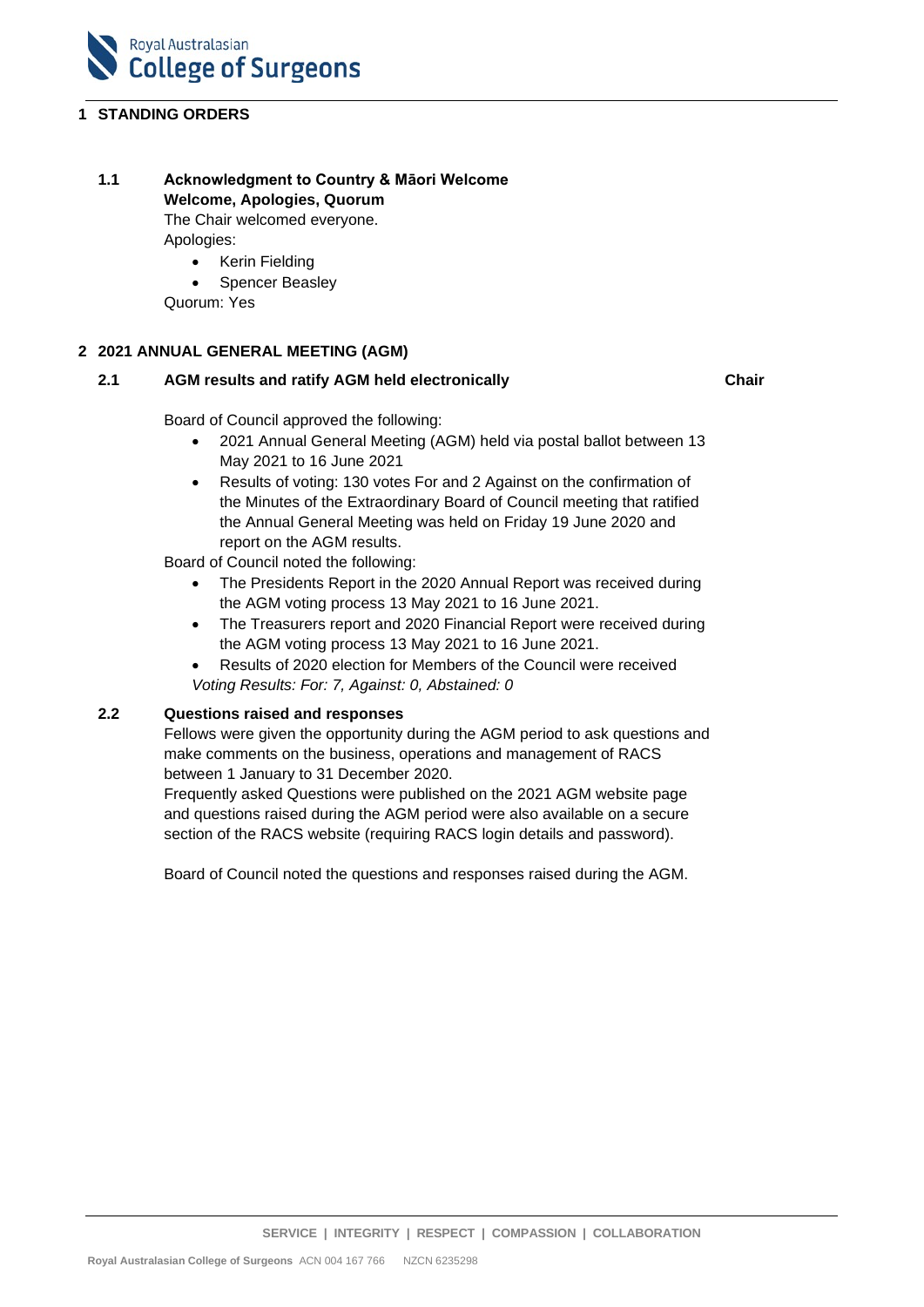## 1 STANDING ORDERS

### 1.1 Acknowledgment to Country & Māori Welcome

**Welcome, Apologies, Quorum**

The Chair welcomed everyone.

Apologies:

- Kerin Fielding
- Spencer Beasley

Quorum: Yes

## 2 2021 ANNUAL GENERAL MEETING (AGM)

### 2.1 AGM results and ratify AGM held electronically — Chair

Board of Council approved the following:

- 2021 Annual General Meeting (AGM) held via postal ballot between 13 May 2021 to 16 June 2021
- Results of voting: 130 votes For and 2 Against on the confirmation of the Minutes of the Extraordinary Board of Council meeting that ratified the Annual General Meeting was held on Friday 19 June 2020 and report on the AGM results.

Board of Council noted the following:

- The Presidents Report in the 2020 Annual Report was received during the AGM voting process 13 May 2021 to 16 June 2021.
- The Treasurers report and 2020 Financial Report were received during the AGM voting process 13 May 2021 to 16 June 2021.
- Results of 2020 election for Members of the Council were received

*Voting Results: For: 7, Against: 0, Abstained: 0*

### 2.2 Questions raised and responses

Fellows were given the opportunity during the AGM period to ask questions and make comments on the business, operations and management of RACS between 1 January to 31 December 2020.

Frequently asked Questions were published on the 2021 AGM website page and questions raised during the AGM period were also available on a secure section of the RACS website (requiring RACS login details and password).

Board of Council noted the questions and responses raised during the AGM.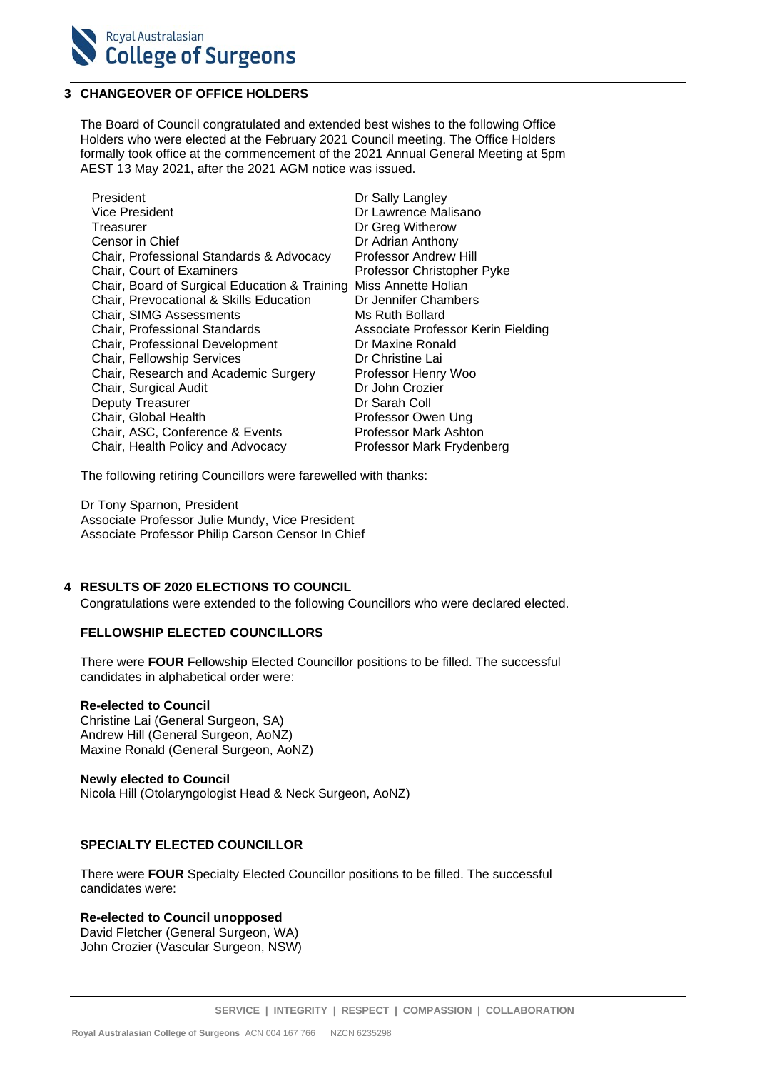## 3 CHANGEOVER OF OFFICE HOLDERS

The Board of Council congratulated and extended best wishes to the following Office Holders who were elected at the February 2021 Council meeting. The Office Holders formally took office at the commencement of the 2021 Annual General Meeting at 5pm AEST 13 May 2021, after the 2021 AGM notice was issued.

| | |
|---|---|
| President | Dr Sally Langley |
| Vice President | Dr Lawrence Malisano |
| Treasurer | Dr Greg Witherow |
| Censor in Chief | Dr Adrian Anthony |
| Chair, Professional Standards & Advocacy | Professor Andrew Hill |
| Chair, Court of Examiners | Professor Christopher Pyke |
| Chair, Board of Surgical Education & Training | Miss Annette Holian |
| Chair, Prevocational & Skills Education | Dr Jennifer Chambers |
| Chair, SIMG Assessments | Ms Ruth Bollard |
| Chair, Professional Standards | Associate Professor Kerin Fielding |
| Chair, Professional Development | Dr Maxine Ronald |
| Chair, Fellowship Services | Dr Christine Lai |
| Chair, Research and Academic Surgery | Professor Henry Woo |
| Chair, Surgical Audit | Dr John Crozier |
| Deputy Treasurer | Dr Sarah Coll |
| Chair, Global Health | Professor Owen Ung |
| Chair, ASC, Conference & Events | Professor Mark Ashton |
| Chair, Health Policy and Advocacy | Professor Mark Frydenberg |

The following retiring Councillors were farewelled with thanks:

Dr Tony Sparnon, President
Associate Professor Julie Mundy, Vice President
Associate Professor Philip Carson Censor In Chief

## 4 RESULTS OF 2020 ELECTIONS TO COUNCIL

Congratulations were extended to the following Councillors who were declared elected.

### FELLOWSHIP ELECTED COUNCILLORS

There were **FOUR** Fellowship Elected Councillor positions to be filled. The successful candidates in alphabetical order were:

**Re-elected to Council**
Christine Lai (General Surgeon, SA)
Andrew Hill (General Surgeon, AoNZ)
Maxine Ronald (General Surgeon, AoNZ)

**Newly elected to Council**
Nicola Hill (Otolaryngologist Head & Neck Surgeon, AoNZ)

### SPECIALTY ELECTED COUNCILLOR

There were **FOUR** Specialty Elected Councillor positions to be filled. The successful candidates were:

**Re-elected to Council unopposed**
David Fletcher (General Surgeon, WA)
John Crozier (Vascular Surgeon, NSW)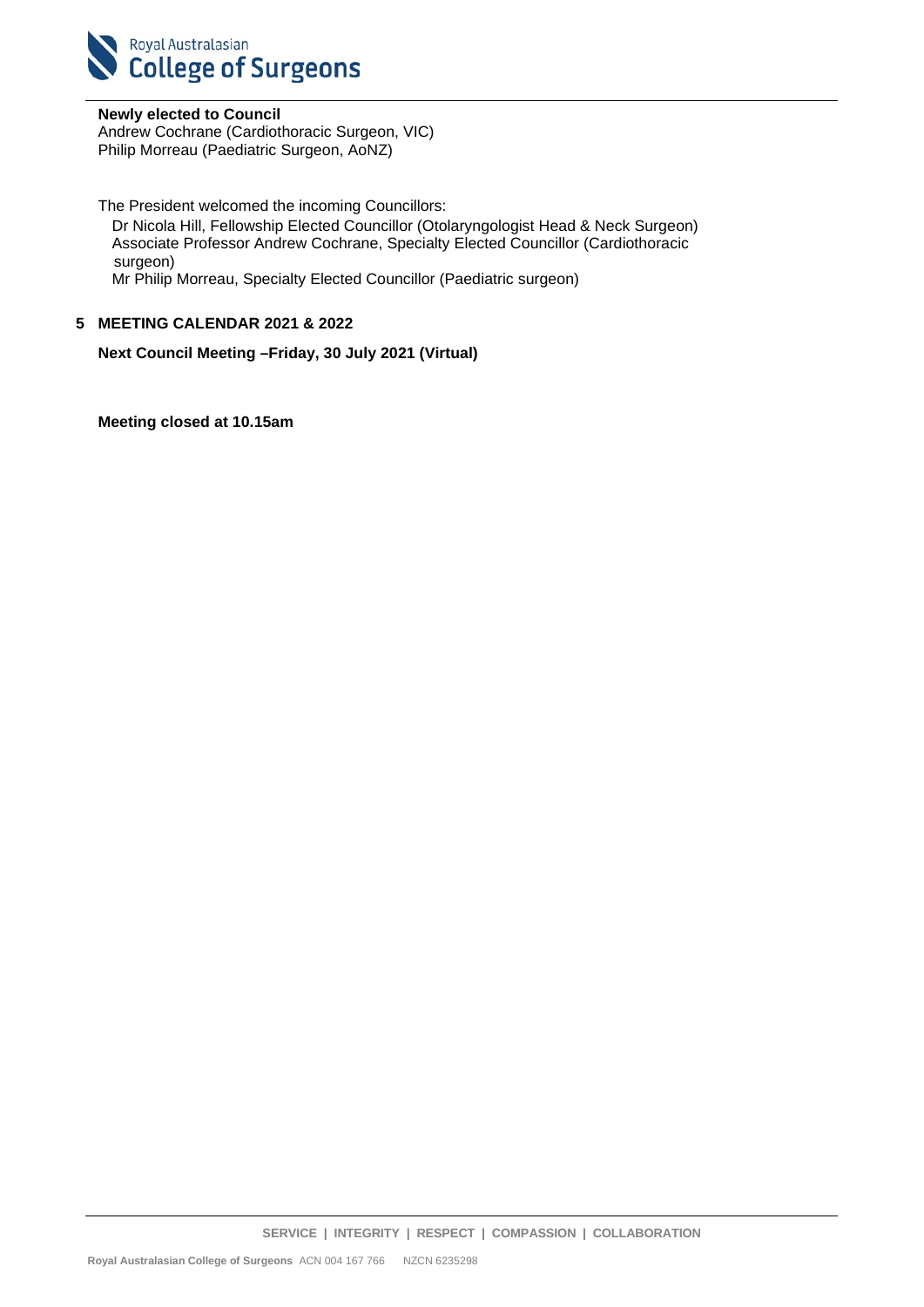**Newly elected to Council**
Andrew Cochrane (Cardiothoracic Surgeon, VIC)
Philip Morreau (Paediatric Surgeon, AoNZ)

The President welcomed the incoming Councillors:

Dr Nicola Hill, Fellowship Elected Councillor (Otolaryngologist Head & Neck Surgeon)
Associate Professor Andrew Cochrane, Specialty Elected Councillor (Cardiothoracic surgeon)
Mr Philip Morreau, Specialty Elected Councillor (Paediatric surgeon)

## 5 MEETING CALENDAR 2021 & 2022

**Next Council Meeting –Friday, 30 July 2021 (Virtual)**

**Meeting closed at 10.15am**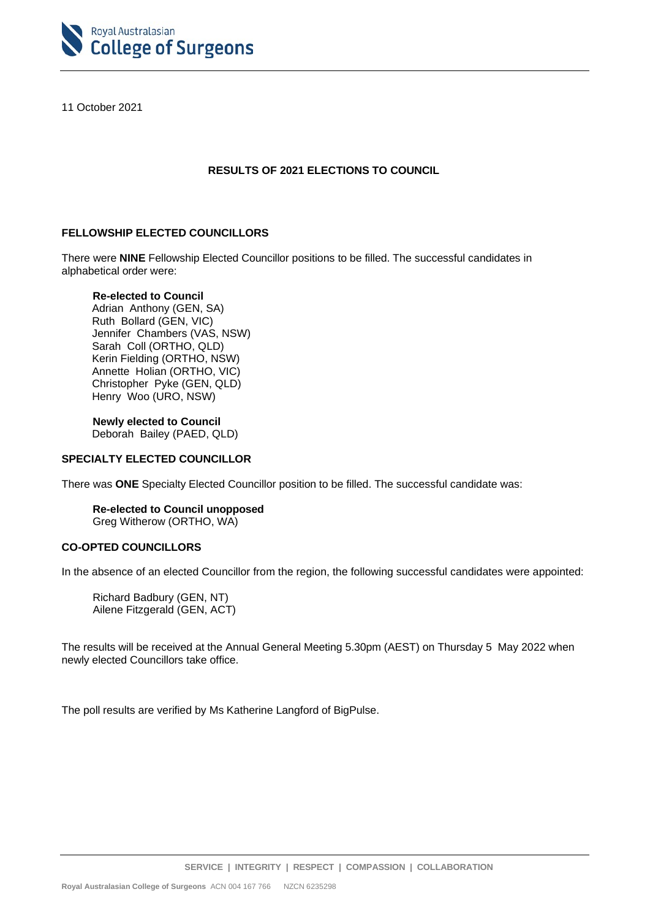11 October 2021

# RESULTS OF 2021 ELECTIONS TO COUNCIL

## FELLOWSHIP ELECTED COUNCILLORS

There were **NINE** Fellowship Elected Councillor positions to be filled. The successful candidates in alphabetical order were:

**Re-elected to Council**
Adrian Anthony (GEN, SA)
Ruth Bollard (GEN, VIC)
Jennifer Chambers (VAS, NSW)
Sarah Coll (ORTHO, QLD)
Kerin Fielding (ORTHO, NSW)
Annette Holian (ORTHO, VIC)
Christopher Pyke (GEN, QLD)
Henry Woo (URO, NSW)

**Newly elected to Council**
Deborah Bailey (PAED, QLD)

## SPECIALTY ELECTED COUNCILLOR

There was **ONE** Specialty Elected Councillor position to be filled. The successful candidate was:

**Re-elected to Council unopposed**
Greg Witherow (ORTHO, WA)

## CO-OPTED COUNCILLORS

In the absence of an elected Councillor from the region, the following successful candidates were appointed:

Richard Badbury (GEN, NT)
Ailene Fitzgerald (GEN, ACT)

The results will be received at the Annual General Meeting 5.30pm (AEST) on Thursday 5 May 2022 when newly elected Councillors take office.

The poll results are verified by Ms Katherine Langford of BigPulse.